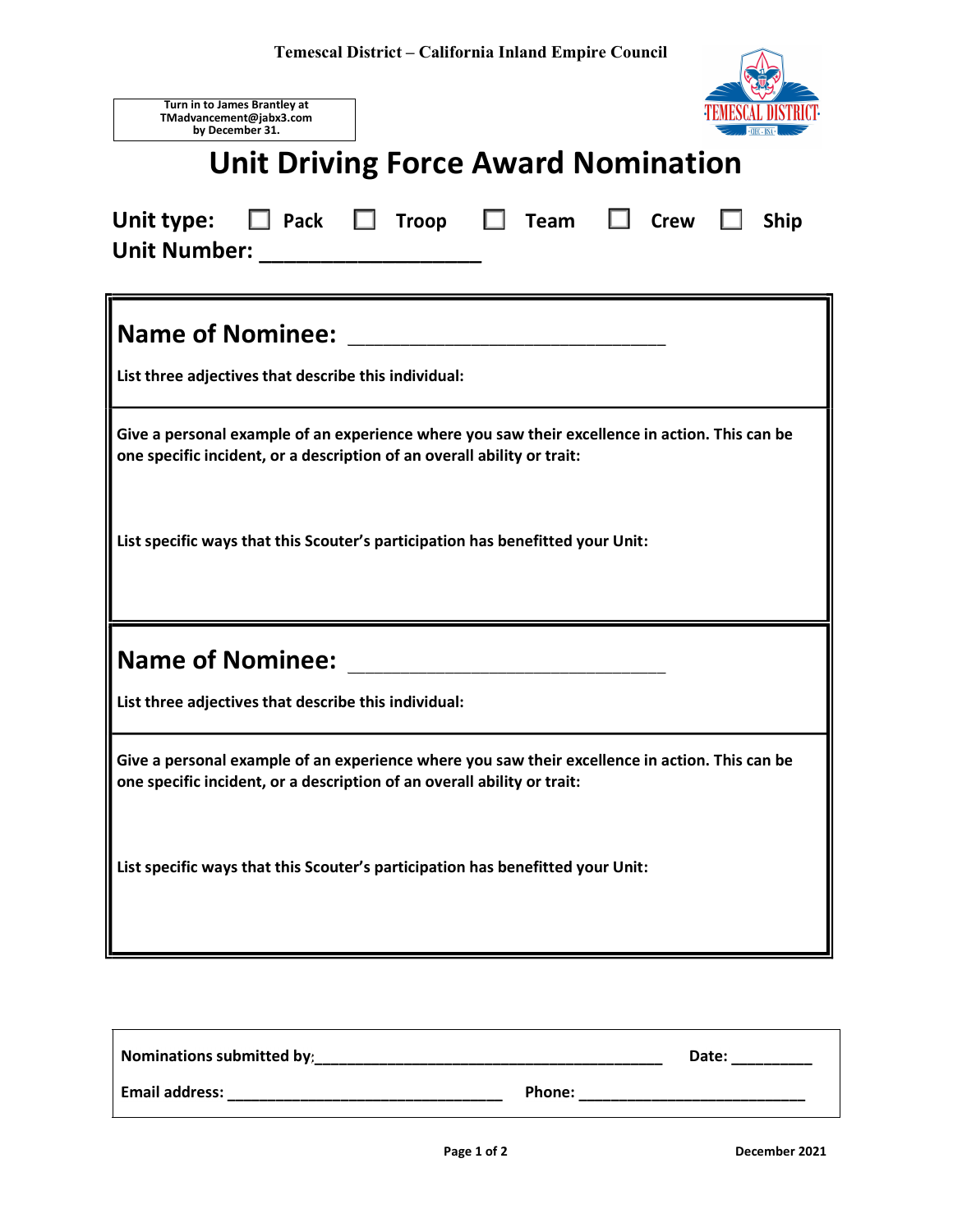Temescal District – California Inland Empire Council

Turn in to James Brantley at
TMadvancement@jabx3.com
by December 31.

# Unit Driving Force Award Nomination

**Unit type:** ☐ Pack ☐ Troop ☐ Team ☐ Crew ☐ Ship

**Unit Number:** ___________________

## Name of Nominee: ___________________________

**List three adjectives that describe this individual:**

**Give a personal example of an experience where you saw their excellence in action. This can be one specific incident, or a description of an overall ability or trait:**

**List specific ways that this Scouter's participation has benefitted your Unit:**

## Name of Nominee: ___________________________

**List three adjectives that describe this individual:**

**Give a personal example of an experience where you saw their excellence in action. This can be one specific incident, or a description of an overall ability or trait:**

**List specific ways that this Scouter's participation has benefitted your Unit:**

**Nominations submitted by:**__________________________________________ **Date:** _________

**Email address:** _________________________________ **Phone:** ___________________________

December 2021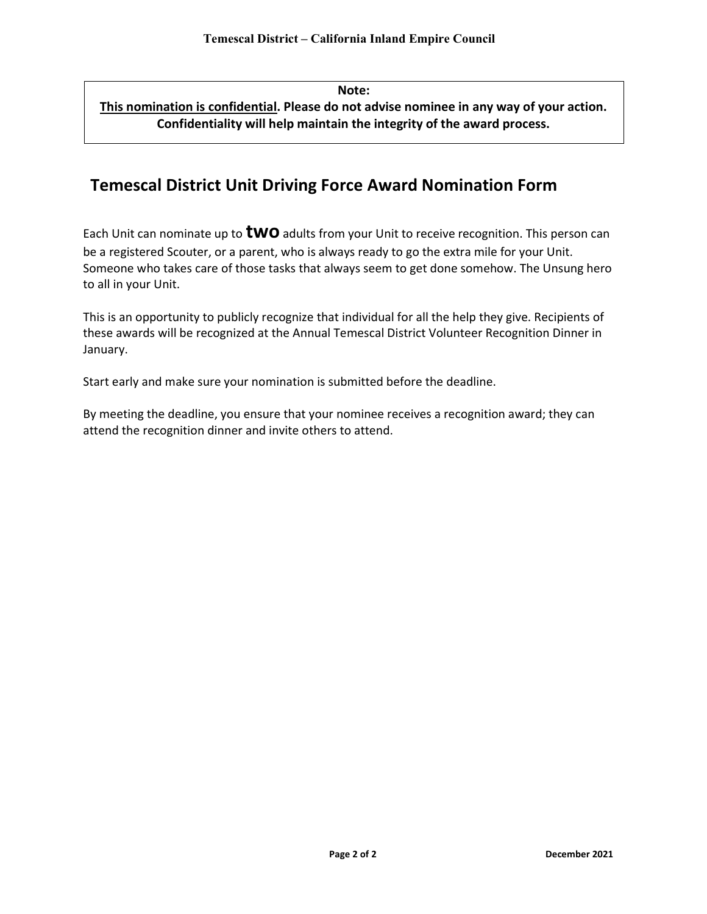**Note:**
**<u>This nomination is confidential</u>. Please do not advise nominee in any way of your action. Confidentiality will help maintain the integrity of the award process.**

## Temescal District Unit Driving Force Award Nomination Form

Each Unit can nominate up to **two** adults from your Unit to receive recognition. This person can be a registered Scouter, or a parent, who is always ready to go the extra mile for your Unit. Someone who takes care of those tasks that always seem to get done somehow. The Unsung hero to all in your Unit.

This is an opportunity to publicly recognize that individual for all the help they give. Recipients of these awards will be recognized at the Annual Temescal District Volunteer Recognition Dinner in January.

Start early and make sure your nomination is submitted before the deadline.

By meeting the deadline, you ensure that your nominee receives a recognition award; they can attend the recognition dinner and invite others to attend.